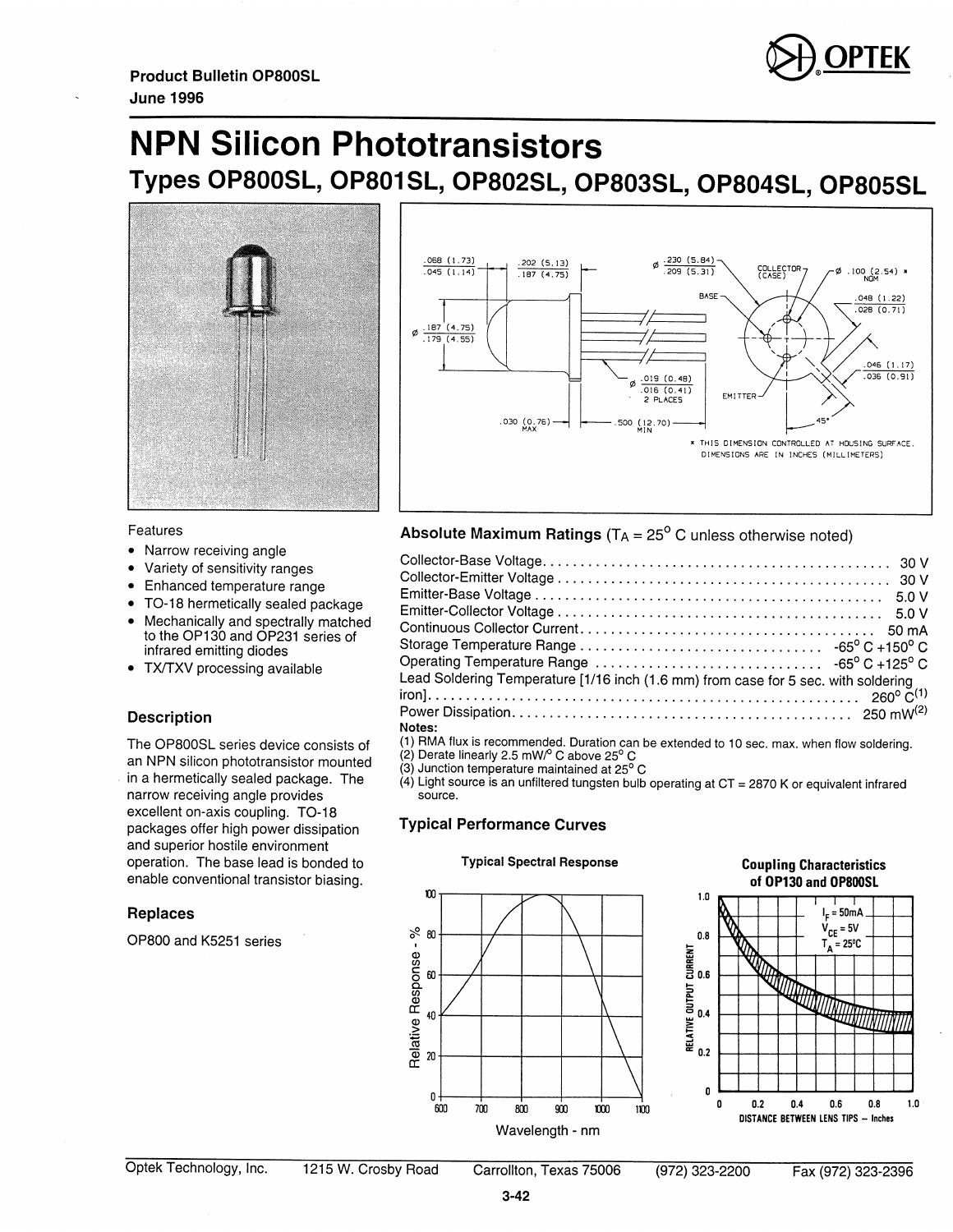Product Bulletin OP800SL

June 1996

# NPN Silicon Phototransistors

## Types OP800SL, OP801SL, OP802SL, OP803SL, OP804SL, OP805SL

\* THIS DIMENSION CONTROLLED AT HOUSING SURFACE.
DIMENSIONS ARE IN INCHES (MILLIMETERS)

### Features

- Narrow receiving angle
- Variety of sensitivity ranges
- Enhanced temperature range
- TO-18 hermetically sealed package
- Mechanically and spectrally matched to the OP130 and OP231 series of infrared emitting diodes
- TX/TXV processing available

### Description

The OP800SL series device consists of an NPN silicon phototransistor mounted in a hermetically sealed package. The narrow receiving angle provides excellent on-axis coupling. TO-18 packages offer high power dissipation and superior hostile environment operation. The base lead is bonded to enable conventional transistor biasing.

### Replaces

OP800 and K5251 series

### Absolute Maximum Ratings ($T_A = 25°$ C unless otherwise noted)

| | |
|---|---|
| Collector-Base Voltage | 30 V |
| Collector-Emitter Voltage | 30 V |
| Emitter-Base Voltage | 5.0 V |
| Emitter-Collector Voltage | 5.0 V |
| Continuous Collector Current | 50 mA |
| Storage Temperature Range | -65° C +150° C |
| Operating Temperature Range | -65° C +125° C |
| Lead Soldering Temperature [1/16 inch (1.6 mm) from case for 5 sec. with soldering iron] | 260° C[1] |
| Power Dissipation | 250 mW[2] |

**Notes:**

(1) RMA flux is recommended. Duration can be extended to 10 sec. max. when flow soldering.
(2) Derate linearly 2.5 mW/° C above 25° C
(3) Junction temperature maintained at 25° C
(4) Light source is an unfiltered tungsten bulb operating at CT = 2870 K or equivalent infrared source.

### Typical Performance Curves

Typical Spectral Response

Coupling Characteristics of OP130 and OP800SL

Optek Technology, Inc. 1215 W. Crosby Road Carrollton, Texas 75006 (972) 323-2200 Fax (972) 323-2396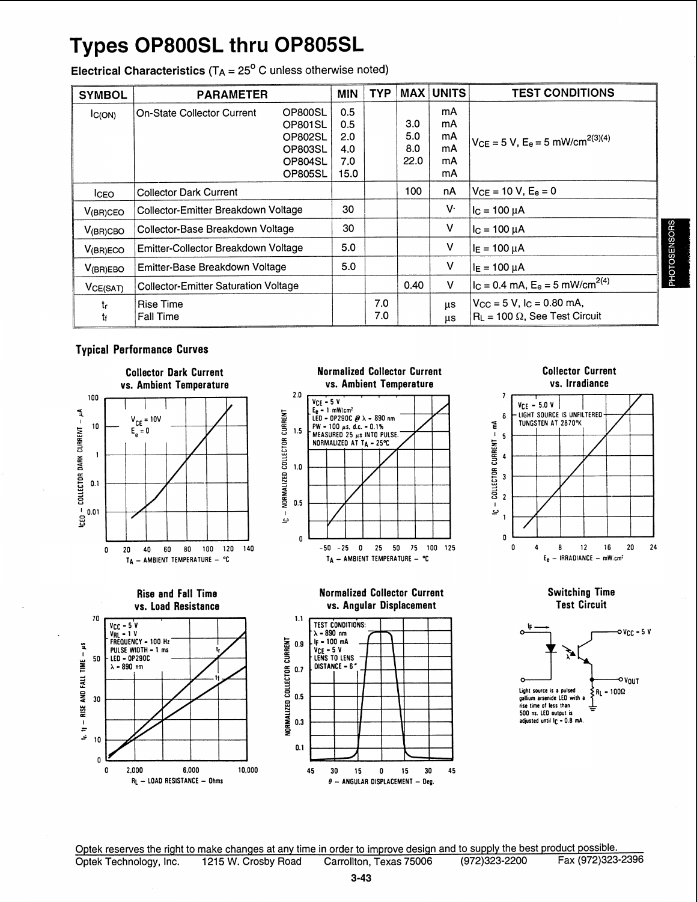# Types OP800SL thru OP805SL

**Electrical Characteristics** ($T_A = 25^\circ$ C unless otherwise noted)

| SYMBOL | PARAMETER | | MIN | TYP | MAX | UNITS | TEST CONDITIONS |
|---|---|---|---|---|---|---|---|
| $I_{C(ON)}$ | On-State Collector Current | OP800SL | 0.5 | | | mA | $V_{CE} = 5$ V, $E_e = 5$ mW/cm$^2$ (2)(3)(4) |
| | | OP801SL | 0.5 | | 3.0 | mA | |
| | | OP802SL | 2.0 | | 5.0 | mA | |
| | | OP803SL | 4.0 | | 8.0 | mA | |
| | | OP804SL | 7.0 | | 22.0 | mA | |
| | | OP805SL | 15.0 | | | mA | |
| $I_{CEO}$ | Collector Dark Current | | | | 100 | nA | $V_{CE} = 10$ V, $E_e = 0$ |
| $V_{(BR)CEO}$ | Collector-Emitter Breakdown Voltage | | 30 | | | V | $I_C = 100$ µA |
| $V_{(BR)CBO}$ | Collector-Base Breakdown Voltage | | 30 | | | V | $I_C = 100$ µA |
| $V_{(BR)ECO}$ | Emitter-Collector Breakdown Voltage | | 5.0 | | | V | $I_E = 100$ µA |
| $V_{(BR)EBO}$ | Emitter-Base Breakdown Voltage | | 5.0 | | | V | $I_E = 100$ µA |
| $V_{CE(SAT)}$ | Collector-Emitter Saturation Voltage | | | | 0.40 | V | $I_C = 0.4$ mA, $E_e = 5$ mW/cm$^2$ (4) |
| $t_r$ | Rise Time | | | 7.0 | | µs | $V_{CC} = 5$ V, $I_C = 0.80$ mA, |
| $t_f$ | Fall Time | | | 7.0 | | µs | $R_L = 100\ \Omega$, See Test Circuit |

## Typical Performance Curves

**Collector Dark Current vs. Ambient Temperature**

$V_{CE} = 10$V
$E_e = 0$

$I_{CEO}$ – COLLECTOR DARK CURRENT – µA: 100, 10, 1, 0.1, 0.01

0 20 40 60 80 100 120 140
$T_A$ – AMBIENT TEMPERATURE – °C

**Normalized Collector Current vs. Ambient Temperature**

$V_{CE}$ = 5 V
$E_e$ = 1 mW/cm²
LED – OP290C @ λ = 890 nm
PW = 100 µs, d.c. = 0.1%
MEASURED 25 µs INTO PULSE.
NORMALIZED AT $T_A$ = 25°C

$I_C$ – NORMALIZED COLLECTOR CURRENT: 2.0, 1.5, 1.0, 0.5, 0

-50 -25 0 25 50 75 100 125
$T_A$ – AMBIENT TEMPERATURE – °C

**Collector Current vs. Irradiance**

$V_{CE}$ = 5.0 V
LIGHT SOURCE IS UNFILTERED TUNGSTEN AT 2870°K

$I_C$ – COLLECTOR CURRENT – mA: 7, 6, 5, 4, 3, 2, 1, 0

0 4 8 12 16 20 24
$E_e$ – IRRADIANCE – mW/cm²

**Rise and Fall Time vs. Load Resistance**

$V_{CC}$ = 5 V
$V_{RL}$ = 1 V
FREQUENCY = 100 Hz
PULSE WIDTH = 1 ms
LED = OP290C
λ = 890 nm

$t_r$
$t_f$

$t_r$, $t_f$ – RISE AND FALL TIME – µs: 70, 50, 30, 10, 0

0 2,000 6,000 10,000
$R_L$ – LOAD RESISTANCE – Ohms

**Normalized Collector Current vs. Angular Displacement**

TEST CONDITIONS:
λ = 890 nm
$I_F$ = 100 mA
$V_{CE}$ = 5 V
LENS TO LENS DISTANCE = 6"

NORMALIZED COLLECTOR CURRENT: 1.1, 0.9, 0.7, 0.5, 0.3, 0.1

45 30 15 0 15 30 45
θ – ANGULAR DISPLACEMENT – Deg.

**Switching Time Test Circuit**

$I_F$
$V_{CC}$ = 5 V
λ
$V_{OUT}$
$R_L$ = 100Ω

Light source is a pulsed gallium arsenide LED with a rise time of less than 500 ns. LED output is adjusted until $I_C$ = 0.8 mA.

Optek reserves the right to make changes at any time in order to improve design and to supply the best product possible.

Optek Technology, Inc. 1215 W. Crosby Road Carrollton, Texas 75006 (972)323-2200 Fax (972)323-2396